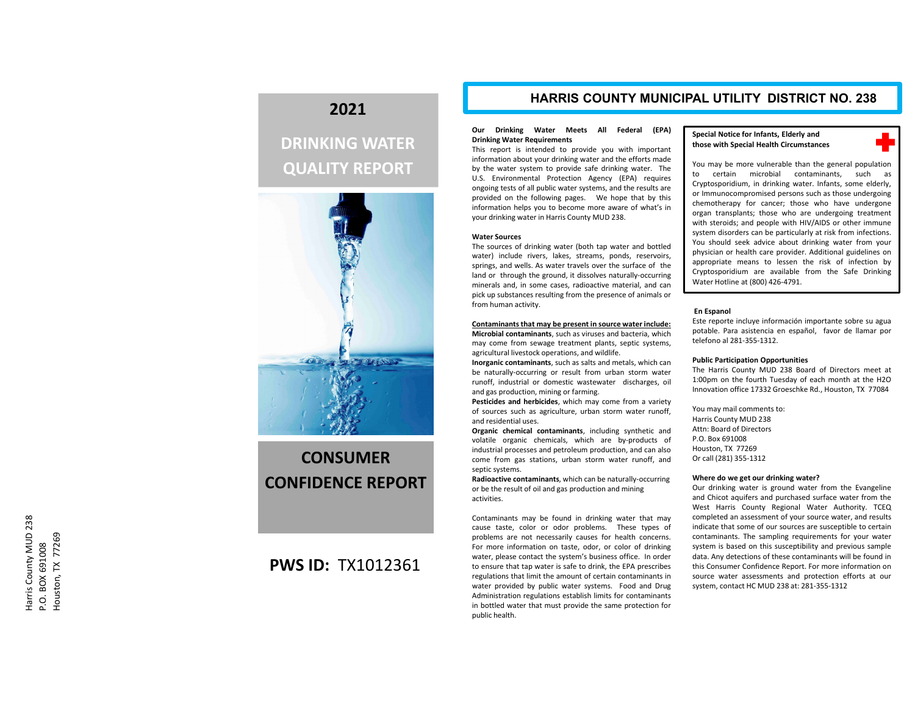Harris County MUD 238
P.O. BOX 691008
Houston, TX 77269

# 2021

# DRINKING WATER QUALITY REPORT

# CONSUMER CONFIDENCE REPORT

**PWS ID:** TX1012361

## HARRIS COUNTY MUNICIPAL UTILITY DISTRICT NO. 238

**Our Drinking Water Meets All Federal (EPA) Drinking Water Requirements**

This report is intended to provide you with important information about your drinking water and the efforts made by the water system to provide safe drinking water. The U.S. Environmental Protection Agency (EPA) requires ongoing tests of all public water systems, and the results are provided on the following pages. We hope that by this information helps you to become more aware of what's in your drinking water in Harris County MUD 238.

**Water Sources**

The sources of drinking water (both tap water and bottled water) include rivers, lakes, streams, ponds, reservoirs, springs, and wells. As water travels over the surface of the land or through the ground, it dissolves naturally-occurring minerals and, in some cases, radioactive material, and can pick up substances resulting from the presence of animals or from human activity.

**Contaminants that may be present in source water include:**

**Microbial contaminants**, such as viruses and bacteria, which may come from sewage treatment plants, septic systems, agricultural livestock operations, and wildlife.

**Inorganic contaminants**, such as salts and metals, which can be naturally-occurring or result from urban storm water runoff, industrial or domestic wastewater discharges, oil and gas production, mining or farming.

**Pesticides and herbicides**, which may come from a variety of sources such as agriculture, urban storm water runoff, and residential uses.

**Organic chemical contaminants**, including synthetic and volatile organic chemicals, which are by-products of industrial processes and petroleum production, and can also come from gas stations, urban storm water runoff, and septic systems.

**Radioactive contaminants**, which can be naturally-occurring or be the result of oil and gas production and mining activities.

Contaminants may be found in drinking water that may cause taste, color or odor problems. These types of problems are not necessarily causes for health concerns. For more information on taste, odor, or color of drinking water, please contact the system's business office. In order to ensure that tap water is safe to drink, the EPA prescribes regulations that limit the amount of certain contaminants in water provided by public water systems. Food and Drug Administration regulations establish limits for contaminants in bottled water that must provide the same protection for public health.

**Special Notice for Infants, Elderly and those with Special Health Circumstances**

You may be more vulnerable than the general population to certain microbial contaminants, such as Cryptosporidium, in drinking water. Infants, some elderly, or Immunocompromised persons such as those undergoing chemotherapy for cancer; those who have undergone organ transplants; those who are undergoing treatment with steroids; and people with HIV/AIDS or other immune system disorders can be particularly at risk from infections. You should seek advice about drinking water from your physician or health care provider. Additional guidelines on appropriate means to lessen the risk of infection by Cryptosporidium are available from the Safe Drinking Water Hotline at (800) 426-4791.

**En Espanol**

Este reporte incluye información importante sobre su agua potable. Para asistencia en español, favor de llamar por telefono al 281-355-1312.

**Public Participation Opportunities**

The Harris County MUD 238 Board of Directors meet at 1:00pm on the fourth Tuesday of each month at the H2O Innovation office 17332 Groeschke Rd., Houston, TX 77084

You may mail comments to:
Harris County MUD 238
Attn: Board of Directors
P.O. Box 691008
Houston, TX 77269
Or call (281) 355-1312

**Where do we get our drinking water?**

Our drinking water is ground water from the Evangeline and Chicot aquifers and purchased surface water from the West Harris County Regional Water Authority. TCEQ completed an assessment of your source water, and results indicate that some of our sources are susceptible to certain contaminants. The sampling requirements for your water system is based on this susceptibility and previous sample data. Any detections of these contaminants will be found in this Consumer Confidence Report. For more information on source water assessments and protection efforts at our system, contact HC MUD 238 at: 281-355-1312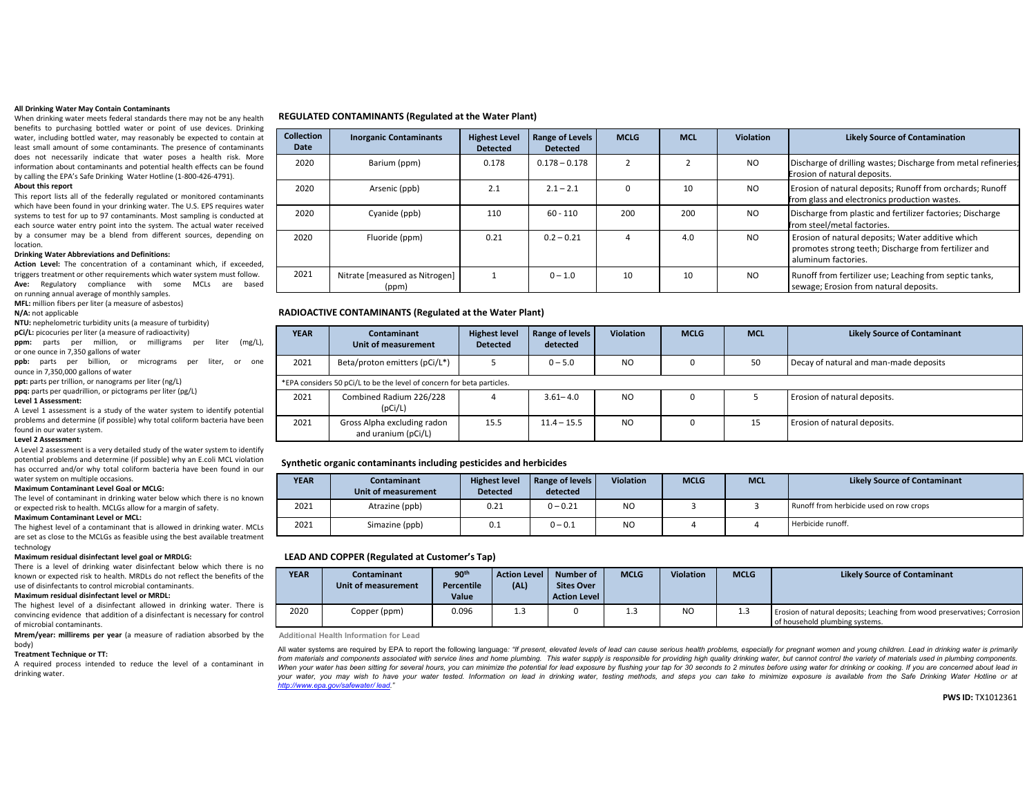**All Drinking Water May Contain Contaminants**

When drinking water meets federal standards there may not be any health benefits to purchasing bottled water or point of use devices. Drinking water, including bottled water, may reasonably be expected to contain at least small amount of some contaminants. The presence of contaminants does not necessarily indicate that water poses a health risk. More information about contaminants and potential health effects can be found by calling the EPA's Safe Drinking Water Hotline (1-800-426-4791).

**About this report**

This report lists all of the federally regulated or monitored contaminants which have been found in your drinking water. The U.S. EPS requires water systems to test for up to 97 contaminants. Most sampling is conducted at each source water entry point into the system. The actual water received by a consumer may be a blend from different sources, depending on location.

**Drinking Water Abbreviations and Definitions:**

**Action Level:** The concentration of a contaminant which, if exceeded, triggers treatment or other requirements which water system must follow.

**Ave:** Regulatory compliance with some MCLs are based on running annual average of monthly samples.

**MFL:** million fibers per liter (a measure of asbestos)

**N/A:** not applicable

**NTU:** nephelometric turbidity units (a measure of turbidity)

**pCi/L:** picocuries per liter (a measure of radioactivity)

**ppm:** parts per million, or milligrams per liter (mg/L), or one ounce in 7,350 gallons of water

**ppb:** parts per billion, or micrograms per liter, or one ounce in 7,350,000 gallons of water

**ppt:** parts per trillion, or nanograms per liter (ng/L)

**ppq:** parts per quadrillion, or pictograms per liter (pg/L)

**Level 1 Assessment:**

A Level 1 assessment is a study of the water system to identify potential problems and determine (if possible) why total coliform bacteria have been found in our water system.

**Level 2 Assessment:**

A Level 2 assessment is a very detailed study of the water system to identify potential problems and determine (if possible) why an E.coli MCL violation has occurred and/or why total coliform bacteria have been found in our water system on multiple occasions.

**Maximum Contaminant Level Goal or MCLG:**

The level of contaminant in drinking water below which there is no known or expected risk to health. MCLGs allow for a margin of safety.

**Maximum Contaminant Level or MCL:**

The highest level of a contaminant that is allowed in drinking water. MCLs are set as close to the MCLGs as feasible using the best available treatment technology

**Maximum residual disinfectant level goal or MRDLG:**

There is a level of drinking water disinfectant below which there is no known or expected risk to health. MRDLs do not reflect the benefits of the use of disinfectants to control microbial contaminants.

**Maximum residual disinfectant level or MRDL:**

The highest level of a disinfectant allowed in drinking water. There is convincing evidence that addition of a disinfectant is necessary for control of microbial contaminants.

**Mrem/year: millirems per year** (a measure of radiation absorbed by the body)

**Treatment Technique or TT:**

A required process intended to reduce the level of a contaminant in drinking water.

**REGULATED CONTAMINANTS (Regulated at the Water Plant)**

| Collection Date | Inorganic Contaminants | Highest Level Detected | Range of Levels Detected | MCLG | MCL | Violation | Likely Source of Contamination |
|---|---|---|---|---|---|---|---|
| 2020 | Barium (ppm) | 0.178 | 0.178 – 0.178 | 2 | 2 | NO | Discharge of drilling wastes; Discharge from metal refineries; Erosion of natural deposits. |
| 2020 | Arsenic (ppb) | 2.1 | 2.1 – 2.1 | 0 | 10 | NO | Erosion of natural deposits; Runoff from orchards; Runoff from glass and electronics production wastes. |
| 2020 | Cyanide (ppb) | 110 | 60 - 110 | 200 | 200 | NO | Discharge from plastic and fertilizer factories; Discharge from steel/metal factories. |
| 2020 | Fluoride (ppm) | 0.21 | 0.2 – 0.21 | 4 | 4.0 | NO | Erosion of natural deposits; Water additive which promotes strong teeth; Discharge from fertilizer and aluminum factories. |
| 2021 | Nitrate [measured as Nitrogen] (ppm) | 1 | 0 – 1.0 | 10 | 10 | NO | Runoff from fertilizer use; Leaching from septic tanks, sewage; Erosion from natural deposits. |

**RADIOACTIVE CONTAMINANTS (Regulated at the Water Plant)**

| YEAR | Contaminant Unit of measurement | Highest level Detected | Range of levels detected | Violation | MCLG | MCL | Likely Source of Contaminant |
|---|---|---|---|---|---|---|---|
| 2021 | Beta/proton emitters (pCi/L*) | 5 | 0 – 5.0 | NO | 0 | 50 | Decay of natural and man-made deposits |
| *EPA considers 50 pCi/L to be the level of concern for beta particles. | | | | | | | |
| 2021 | Combined Radium 226/228 (pCi/L) | 4 | 3.61– 4.0 | NO | 0 | 5 | Erosion of natural deposits. |
| 2021 | Gross Alpha excluding radon and uranium (pCi/L) | 15.5 | 11.4 – 15.5 | NO | 0 | 15 | Erosion of natural deposits. |

**Synthetic organic contaminants including pesticides and herbicides**

| YEAR | Contaminant Unit of measurement | Highest level Detected | Range of levels detected | Violation | MCLG | MCL | Likely Source of Contaminant |
|---|---|---|---|---|---|---|---|
| 2021 | Atrazine (ppb) | 0.21 | 0 – 0.21 | NO | 3 | 3 | Runoff from herbicide used on row crops |
| 2021 | Simazine (ppb) | 0.1 | 0 – 0.1 | NO | 4 | 4 | Herbicide runoff. |

**LEAD AND COPPER (Regulated at Customer's Tap)**

| YEAR | Contaminant Unit of measurement | 90th Percentile Value | Action Level (AL) | Number of Sites Over Action Level | MCLG | Violation | MCLG | Likely Source of Contaminant |
|---|---|---|---|---|---|---|---|---|
| 2020 | Copper (ppm) | 0.096 | 1.3 | 0 | 1.3 | NO | 1.3 | Erosion of natural deposits; Leaching from wood preservatives; Corrosion of household plumbing systems. |

**Additional Health Information for Lead**

All water systems are required by EPA to report the following language: *"If present, elevated levels of lead can cause serious health problems, especially for pregnant women and young children. Lead in drinking water is primarily from materials and components associated with service lines and home plumbing. This water supply is responsible for providing high quality drinking water, but cannot control the variety of materials used in plumbing components. When your water has been sitting for several hours, you can minimize the potential for lead exposure by flushing your tap for 30 seconds to 2 minutes before using water for drinking or cooking. If you are concerned about lead in your water, you may wish to have your water tested. Information on lead in drinking water, testing methods, and steps you can take to minimize exposure is available from the Safe Drinking Water Hotline or at http://www.epa.gov/safewater/ lead."*

**PWS ID:** TX1012361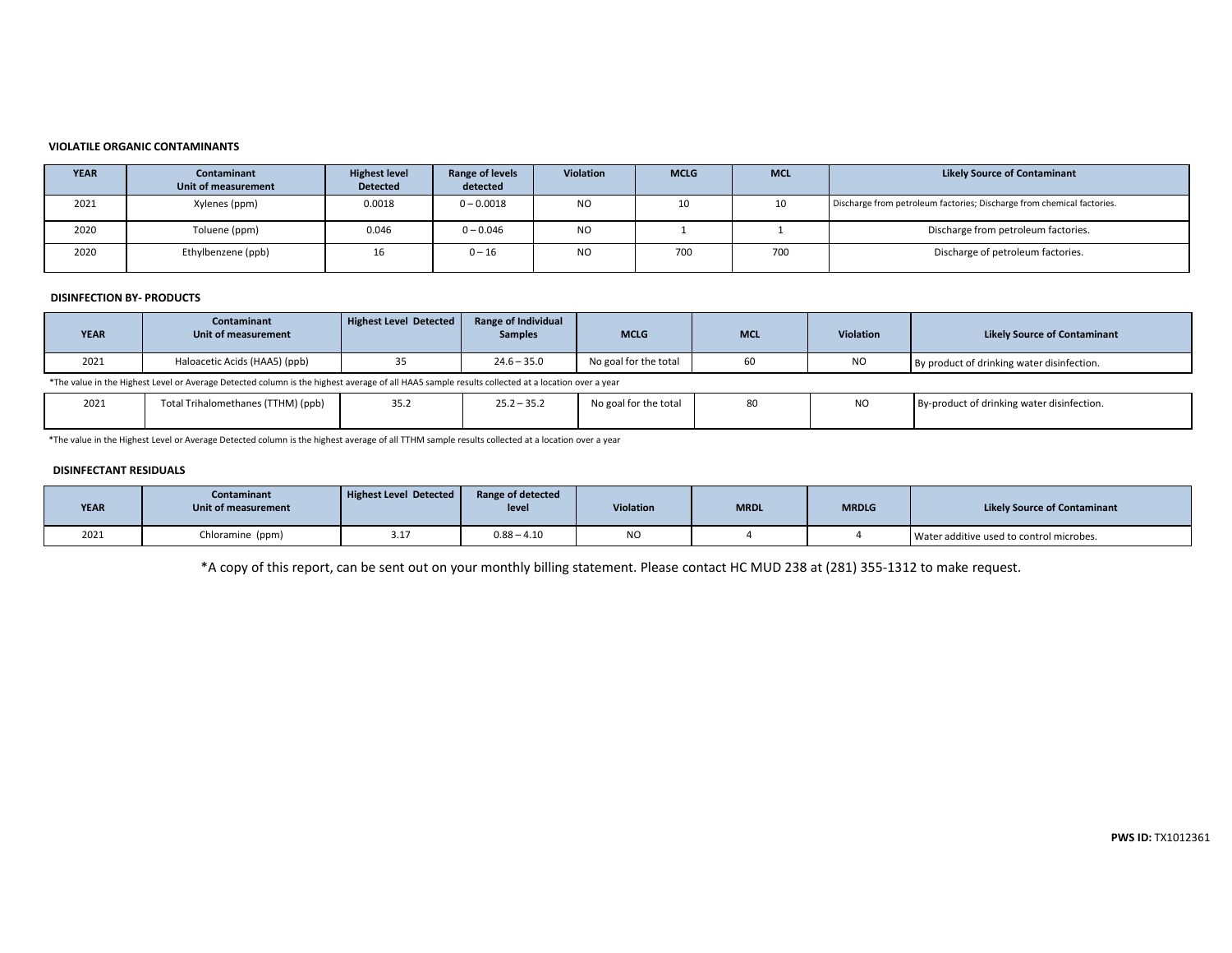#### VIOLATILE ORGANIC CONTAMINANTS

| YEAR | Contaminant Unit of measurement | Highest level Detected | Range of levels detected | Violation | MCLG | MCL | Likely Source of Contaminant |
|---|---|---|---|---|---|---|---|
| 2021 | Xylenes (ppm) | 0.0018 | 0 – 0.0018 | NO | 10 | 10 | Discharge from petroleum factories; Discharge from chemical factories. |
| 2020 | Toluene (ppm) | 0.046 | 0 – 0.046 | NO | 1 | 1 | Discharge from petroleum factories. |
| 2020 | Ethylbenzene (ppb) | 16 | 0 – 16 | NO | 700 | 700 | Discharge of petroleum factories. |

#### DISINFECTION BY- PRODUCTS

| YEAR | Contaminant Unit of measurement | Highest Level Detected | Range of Individual Samples | MCLG | MCL | Violation | Likely Source of Contaminant |
|---|---|---|---|---|---|---|---|
| 2021 | Haloacetic Acids (HAA5) (ppb) | 35 | 24.6 – 35.0 | No goal for the total | 60 | NO | By product of drinking water disinfection. |

*The value in the Highest Level or Average Detected column is the highest average of all HAA5 sample results collected at a location over a year

| YEAR | Contaminant Unit of measurement | Highest Level Detected | Range of Individual Samples | MCLG | MCL | Violation | Likely Source of Contaminant |
|---|---|---|---|---|---|---|---|
| 2021 | Total Trihalomethanes (TTHM) (ppb) | 35.2 | 25.2 – 35.2 | No goal for the total | 80 | NO | By-product of drinking water disinfection. |

*The value in the Highest Level or Average Detected column is the highest average of all TTHM sample results collected at a location over a year

#### DISINFECTANT RESIDUALS

| YEAR | Contaminant Unit of measurement | Highest Level Detected | Range of detected level | Violation | MRDL | MRDLG | Likely Source of Contaminant |
|---|---|---|---|---|---|---|---|
| 2021 | Chloramine (ppm) | 3.17 | 0.88 – 4.10 | NO | 4 | 4 | Water additive used to control microbes. |

*A copy of this report, can be sent out on your monthly billing statement. Please contact HC MUD 238 at (281) 355-1312 to make request.

**PWS ID:** TX1012361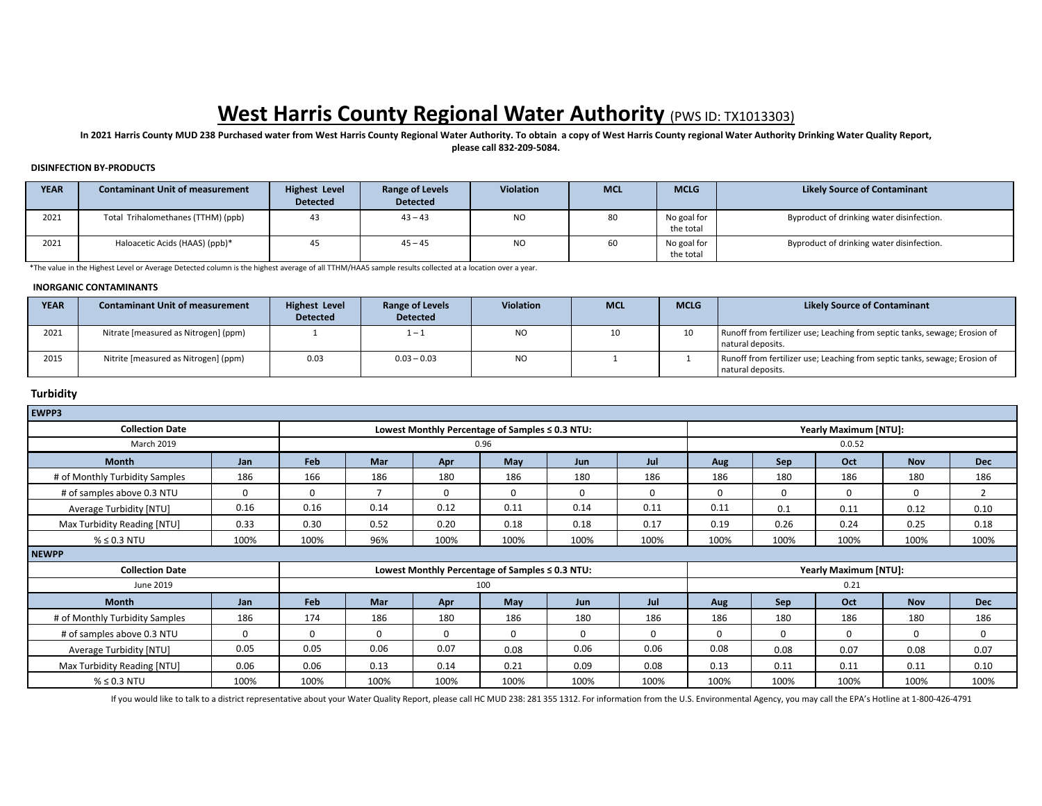# West Harris County Regional Water Authority (PWS ID: TX1013303)

**In 2021 Harris County MUD 238 Purchased water from West Harris County Regional Water Authority. To obtain a copy of West Harris County regional Water Authority Drinking Water Quality Report, please call 832-209-5084.**

**DISINFECTION BY-PRODUCTS**

| YEAR | Contaminant Unit of measurement | Highest Level Detected | Range of Levels Detected | Violation | MCL | MCLG | Likely Source of Contaminant |
|---|---|---|---|---|---|---|---|
| 2021 | Total Trihalomethanes (TTHM) (ppb) | 43 | 43 – 43 | NO | 80 | No goal for the total | Byproduct of drinking water disinfection. |
| 2021 | Haloacetic Acids (HAAS) (ppb)* | 45 | 45 – 45 | NO | 60 | No goal for the total | Byproduct of drinking water disinfection. |

*The value in the Highest Level or Average Detected column is the highest average of all TTHM/HAA5 sample results collected at a location over a year.

**INORGANIC CONTAMINANTS**

| YEAR | Contaminant Unit of measurement | Highest Level Detected | Range of Levels Detected | Violation | MCL | MCLG | Likely Source of Contaminant |
|---|---|---|---|---|---|---|---|
| 2021 | Nitrate [measured as Nitrogen] (ppm) | 1 | 1 – 1 | NO | 10 | 10 | Runoff from fertilizer use; Leaching from septic tanks, sewage; Erosion of natural deposits. |
| 2015 | Nitrite [measured as Nitrogen] (ppm) | 0.03 | 0.03 – 0.03 | NO | 1 | 1 | Runoff from fertilizer use; Leaching from septic tanks, sewage; Erosion of natural deposits. |

## Turbidity

**EWPP3**

| Collection Date | Lowest Monthly Percentage of Samples ≤ 0.3 NTU: | Yearly Maximum [NTU]: |
|---|---|---|
| March 2019 | 0.96 | 0.0.52 |

| Month | Jan | Feb | Mar | Apr | May | Jun | Jul | Aug | Sep | Oct | Nov | Dec |
|---|---|---|---|---|---|---|---|---|---|---|---|---|
| # of Monthly Turbidity Samples | 186 | 166 | 186 | 180 | 186 | 180 | 186 | 186 | 180 | 186 | 180 | 186 |
| # of samples above 0.3 NTU | 0 | 0 | 7 | 0 | 0 | 0 | 0 | 0 | 0 | 0 | 0 | 2 |
| Average Turbidity [NTU] | 0.16 | 0.16 | 0.14 | 0.12 | 0.11 | 0.14 | 0.11 | 0.11 | 0.1 | 0.11 | 0.12 | 0.10 |
| Max Turbidity Reading [NTU] | 0.33 | 0.30 | 0.52 | 0.20 | 0.18 | 0.18 | 0.17 | 0.19 | 0.26 | 0.24 | 0.25 | 0.18 |
| % ≤ 0.3 NTU | 100% | 100% | 96% | 100% | 100% | 100% | 100% | 100% | 100% | 100% | 100% | 100% |

**NEWPP**

| Collection Date | Lowest Monthly Percentage of Samples ≤ 0.3 NTU: | Yearly Maximum [NTU]: |
|---|---|---|
| June 2019 | 100 | 0.21 |

| Month | Jan | Feb | Mar | Apr | May | Jun | Jul | Aug | Sep | Oct | Nov | Dec |
|---|---|---|---|---|---|---|---|---|---|---|---|---|
| # of Monthly Turbidity Samples | 186 | 174 | 186 | 180 | 186 | 180 | 186 | 186 | 180 | 186 | 180 | 186 |
| # of samples above 0.3 NTU | 0 | 0 | 0 | 0 | 0 | 0 | 0 | 0 | 0 | 0 | 0 | 0 |
| Average Turbidity [NTU] | 0.05 | 0.05 | 0.06 | 0.07 | 0.08 | 0.06 | 0.06 | 0.08 | 0.08 | 0.07 | 0.08 | 0.07 |
| Max Turbidity Reading [NTU] | 0.06 | 0.06 | 0.13 | 0.14 | 0.21 | 0.09 | 0.08 | 0.13 | 0.11 | 0.11 | 0.11 | 0.10 |
| % ≤ 0.3 NTU | 100% | 100% | 100% | 100% | 100% | 100% | 100% | 100% | 100% | 100% | 100% | 100% |

If you would like to talk to a district representative about your Water Quality Report, please call HC MUD 238: 281 355 1312. For information from the U.S. Environmental Agency, you may call the EPA's Hotline at 1-800-426-4791